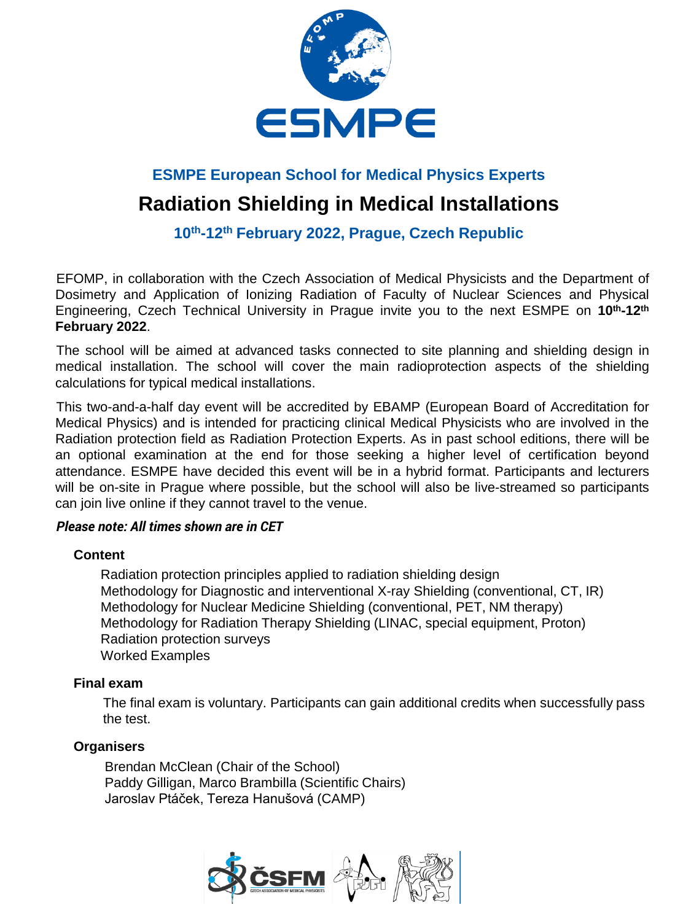ESMPE

## ESMPE European School for Medical Physics Experts

# Radiation Shielding in Medical Installations

### 10th-12th February 2022, Prague, Czech Republic

EFOMP, in collaboration with the Czech Association of Medical Physicists and the Department of Dosimetry and Application of Ionizing Radiation of Faculty of Nuclear Sciences and Physical Engineering, Czech Technical University in Prague invite you to the next ESMPE on **10th-12th February 2022**.

The school will be aimed at advanced tasks connected to site planning and shielding design in medical installation. The school will cover the main radioprotection aspects of the shielding calculations for typical medical installations.

This two-and-a-half day event will be accredited by EBAMP (European Board of Accreditation for Medical Physics) and is intended for practicing clinical Medical Physicists who are involved in the Radiation protection field as Radiation Protection Experts. As in past school editions, there will be an optional examination at the end for those seeking a higher level of certification beyond attendance. ESMPE have decided this event will be in a hybrid format. Participants and lecturers will be on-site in Prague where possible, but the school will also be live-streamed so participants can join live online if they cannot travel to the venue.

***Please note: All times shown are in CET***

**Content**

Radiation protection principles applied to radiation shielding design
Methodology for Diagnostic and interventional X-ray Shielding (conventional, CT, IR)
Methodology for Nuclear Medicine Shielding (conventional, PET, NM therapy)
Methodology for Radiation Therapy Shielding (LINAC, special equipment, Proton)
Radiation protection surveys
Worked Examples

**Final exam**

The final exam is voluntary. Participants can gain additional credits when successfully pass the test.

**Organisers**

Brendan McClean (Chair of the School)
Paddy Gilligan, Marco Brambilla (Scientific Chairs)
Jaroslav Ptáček, Tereza Hanušová (CAMP)

ČSFM CZECH ASSOCIATION OF MEDICAL PHYSICISTS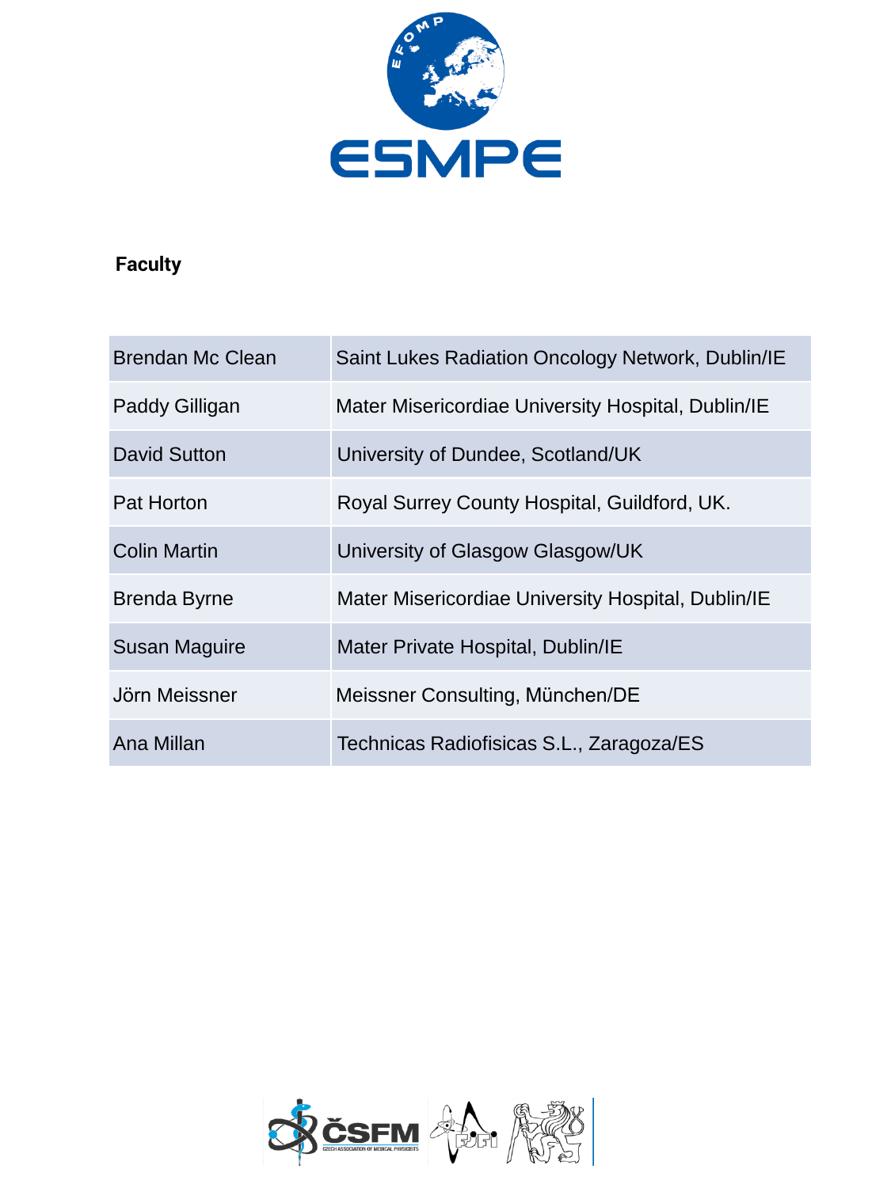## Faculty

| | |
|---|---|
| Brendan Mc Clean | Saint Lukes Radiation Oncology Network, Dublin/IE |
| Paddy Gilligan | Mater Misericordiae University Hospital, Dublin/IE |
| David Sutton | University of Dundee, Scotland/UK |
| Pat Horton | Royal Surrey County Hospital, Guildford, UK. |
| Colin Martin | University of Glasgow Glasgow/UK |
| Brenda Byrne | Mater Misericordiae University Hospital, Dublin/IE |
| Susan Maguire | Mater Private Hospital, Dublin/IE |
| Jörn Meissner | Meissner Consulting, München/DE |
| Ana Millan | Technicas Radiofisicas S.L., Zaragoza/ES |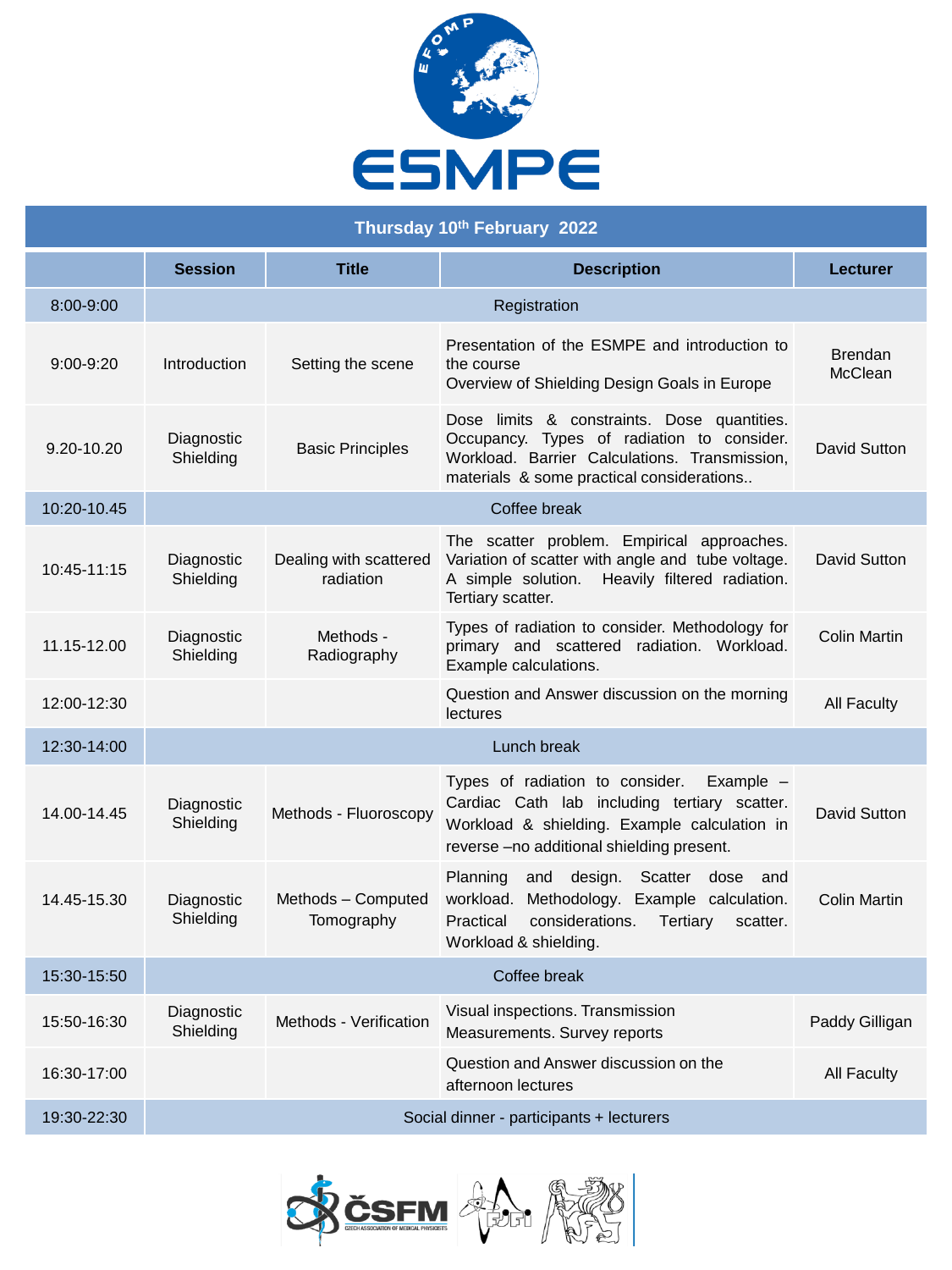# ESMPE

## Thursday 10th February 2022

| | Session | Title | Description | Lecturer |
|---|---|---|---|---|
| 8:00-9:00 | Registration | | | |
| 9:00-9:20 | Introduction | Setting the scene | Presentation of the ESMPE and introduction to the course<br>Overview of Shielding Design Goals in Europe | Brendan McClean |
| 9.20-10.20 | Diagnostic Shielding | Basic Principles | Dose limits & constraints. Dose quantities. Occupancy. Types of radiation to consider. Workload. Barrier Calculations. Transmission, materials & some practical considerations.. | David Sutton |
| 10:20-10.45 | Coffee break | | | |
| 10:45-11:15 | Diagnostic Shielding | Dealing with scattered radiation | The scatter problem. Empirical approaches. Variation of scatter with angle and tube voltage. A simple solution. Heavily filtered radiation. Tertiary scatter. | David Sutton |
| 11.15-12.00 | Diagnostic Shielding | Methods - Radiography | Types of radiation to consider. Methodology for primary and scattered radiation. Workload. Example calculations. | Colin Martin |
| 12:00-12:30 | | | Question and Answer discussion on the morning lectures | All Faculty |
| 12:30-14:00 | Lunch break | | | |
| 14.00-14.45 | Diagnostic Shielding | Methods - Fluoroscopy | Types of radiation to consider. Example – Cardiac Cath lab including tertiary scatter. Workload & shielding. Example calculation in reverse –no additional shielding present. | David Sutton |
| 14.45-15.30 | Diagnostic Shielding | Methods – Computed Tomography | Planning and design. Scatter dose and workload. Methodology. Example calculation. Practical considerations. Tertiary scatter. Workload & shielding. | Colin Martin |
| 15:30-15:50 | Coffee break | | | |
| 15:50-16:30 | Diagnostic Shielding | Methods - Verification | Visual inspections. Transmission Measurements. Survey reports | Paddy Gilligan |
| 16:30-17:00 | | | Question and Answer discussion on the afternoon lectures | All Faculty |
| 19:30-22:30 | Social dinner - participants + lecturers | | | |

ČSFM CZECH ASSOCIATION OF MEDICAL PHYSICISTS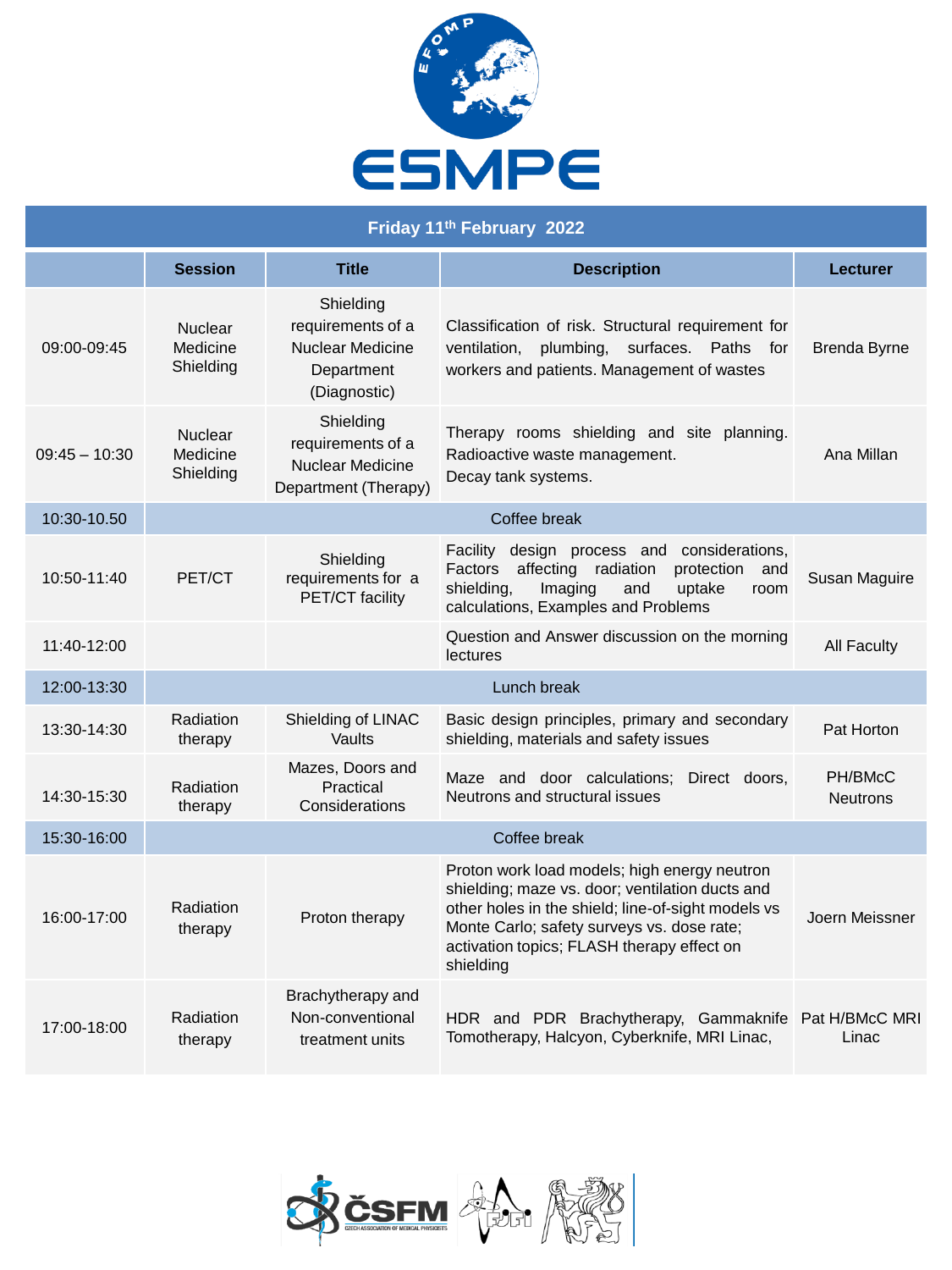# ESMPE

## Friday 11th February 2022

| | Session | Title | Description | Lecturer |
|---|---|---|---|---|
| 09:00-09:45 | Nuclear Medicine Shielding | Shielding requirements of a Nuclear Medicine Department (Diagnostic) | Classification of risk. Structural requirement for ventilation, plumbing, surfaces. Paths for workers and patients. Management of wastes | Brenda Byrne |
| 09:45 – 10:30 | Nuclear Medicine Shielding | Shielding requirements of a Nuclear Medicine Department (Therapy) | Therapy rooms shielding and site planning. Radioactive waste management. Decay tank systems. | Ana Millan |
| 10:30-10.50 | Coffee break | | | |
| 10:50-11:40 | PET/CT | Shielding requirements for a PET/CT facility | Facility design process and considerations, Factors affecting radiation protection and shielding, Imaging and uptake room calculations, Examples and Problems | Susan Maguire |
| 11:40-12:00 | | | Question and Answer discussion on the morning lectures | All Faculty |
| 12:00-13:30 | Lunch break | | | |
| 13:30-14:30 | Radiation therapy | Shielding of LINAC Vaults | Basic design principles, primary and secondary shielding, materials and safety issues | Pat Horton |
| 14:30-15:30 | Radiation therapy | Mazes, Doors and Practical Considerations | Maze and door calculations; Direct doors, Neutrons and structural issues | PH/BMcC Neutrons |
| 15:30-16:00 | Coffee break | | | |
| 16:00-17:00 | Radiation therapy | Proton therapy | Proton work load models; high energy neutron shielding; maze vs. door; ventilation ducts and other holes in the shield; line-of-sight models vs Monte Carlo; safety surveys vs. dose rate; activation topics; FLASH therapy effect on shielding | Joern Meissner |
| 17:00-18:00 | Radiation therapy | Brachytherapy and Non-conventional treatment units | HDR and PDR Brachytherapy, Gammaknife Tomotherapy, Halcyon, Cyberknife, MRI Linac, | Pat H/BMcC MRI Linac |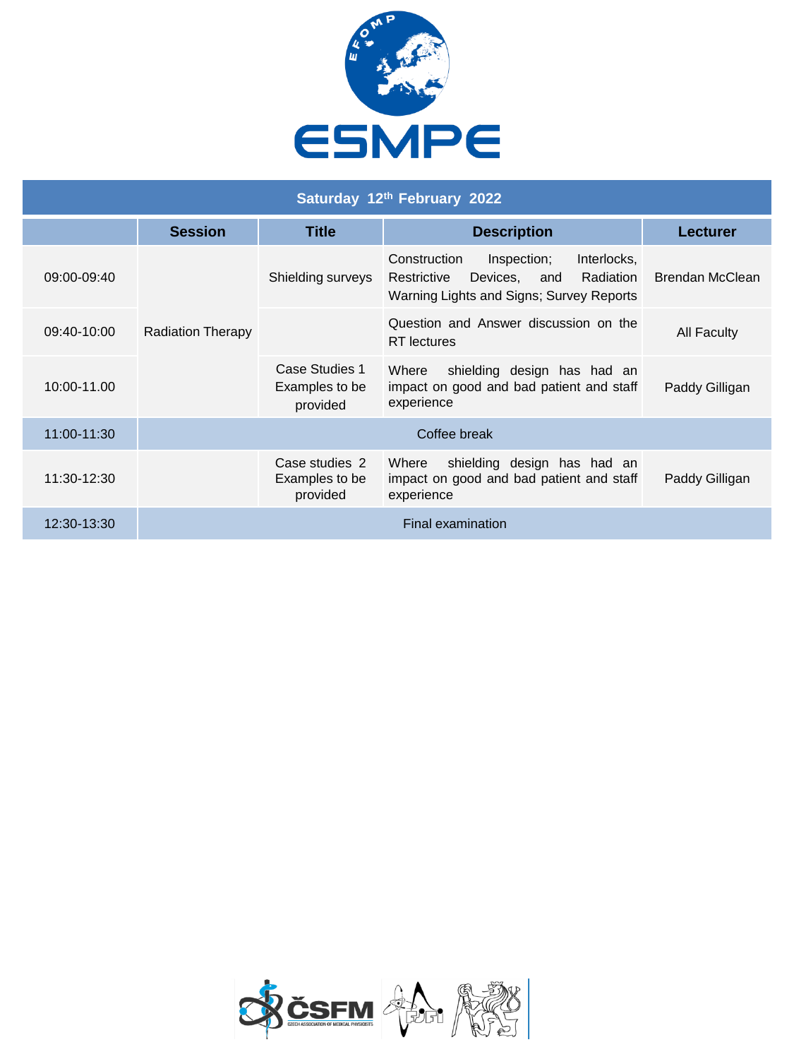ESMPE

| Saturday 12th February 2022 | | | | |
|---|---|---|---|---|
| | **Session** | **Title** | **Description** | **Lecturer** |
| 09:00-09:40 | Radiation Therapy | Shielding surveys | Construction Inspection; Interlocks, Restrictive Devices, and Radiation Warning Lights and Signs; Survey Reports | Brendan McClean |
| 09:40-10:00 | | | Question and Answer discussion on the RT lectures | All Faculty |
| 10:00-11.00 | | Case Studies 1 Examples to be provided | Where shielding design has had an impact on good and bad patient and staff experience | Paddy Gilligan |
| 11:00-11:30 | Coffee break | | | |
| 11:30-12:30 | | Case studies 2 Examples to be provided | Where shielding design has had an impact on good and bad patient and staff experience | Paddy Gilligan |
| 12:30-13:30 | Final examination | | | |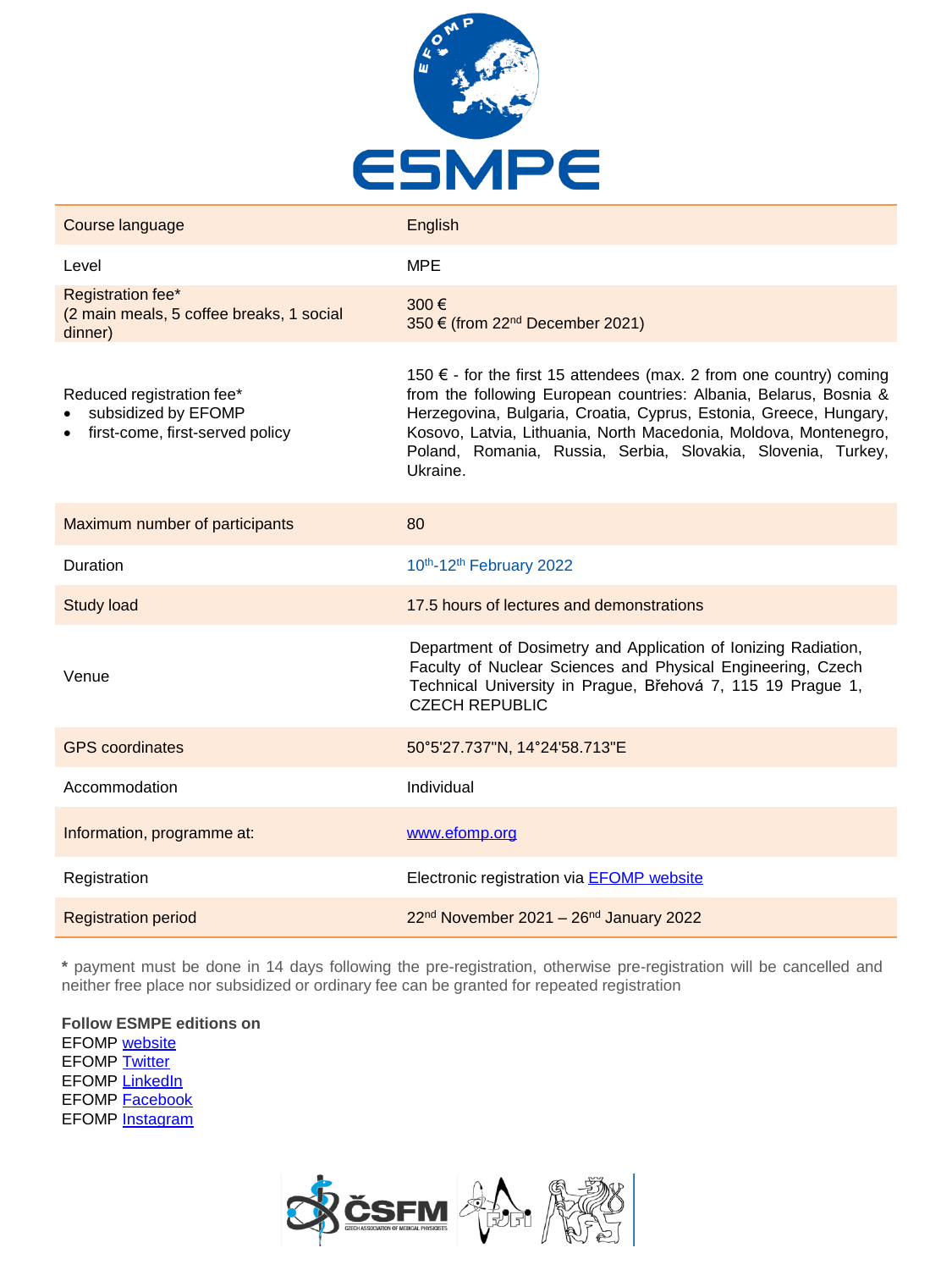# ESMPE

| | |
|---|---|
| Course language | English |
| Level | MPE |
| Registration fee* (2 main meals, 5 coffee breaks, 1 social dinner) | 300 € <br> 350 € (from 22nd December 2021) |
| Reduced registration fee* <br> • subsidized by EFOMP <br> • first-come, first-served policy | 150 € - for the first 15 attendees (max. 2 from one country) coming from the following European countries: Albania, Belarus, Bosnia & Herzegovina, Bulgaria, Croatia, Cyprus, Estonia, Greece, Hungary, Kosovo, Latvia, Lithuania, North Macedonia, Moldova, Montenegro, Poland, Romania, Russia, Serbia, Slovakia, Slovenia, Turkey, Ukraine. |
| Maximum number of participants | 80 |
| Duration | 10th-12th February 2022 |
| Study load | 17.5 hours of lectures and demonstrations |
| Venue | Department of Dosimetry and Application of Ionizing Radiation, Faculty of Nuclear Sciences and Physical Engineering, Czech Technical University in Prague, Břehová 7, 115 19 Prague 1, CZECH REPUBLIC |
| GPS coordinates | 50°5'27.737"N, 14°24'58.713"E |
| Accommodation | Individual |
| Information, programme at: | www.efomp.org |
| Registration | Electronic registration via EFOMP website |
| Registration period | 22nd November 2021 – 26th January 2022 |

**\*** payment must be done in 14 days following the pre-registration, otherwise pre-registration will be cancelled and neither free place nor subsidized or ordinary fee can be granted for repeated registration

**Follow ESMPE editions on**
EFOMP website
EFOMP Twitter
EFOMP LinkedIn
EFOMP Facebook
EFOMP Instagram

ČSFM CZECH ASSOCIATION OF MEDICAL PHYSICISTS